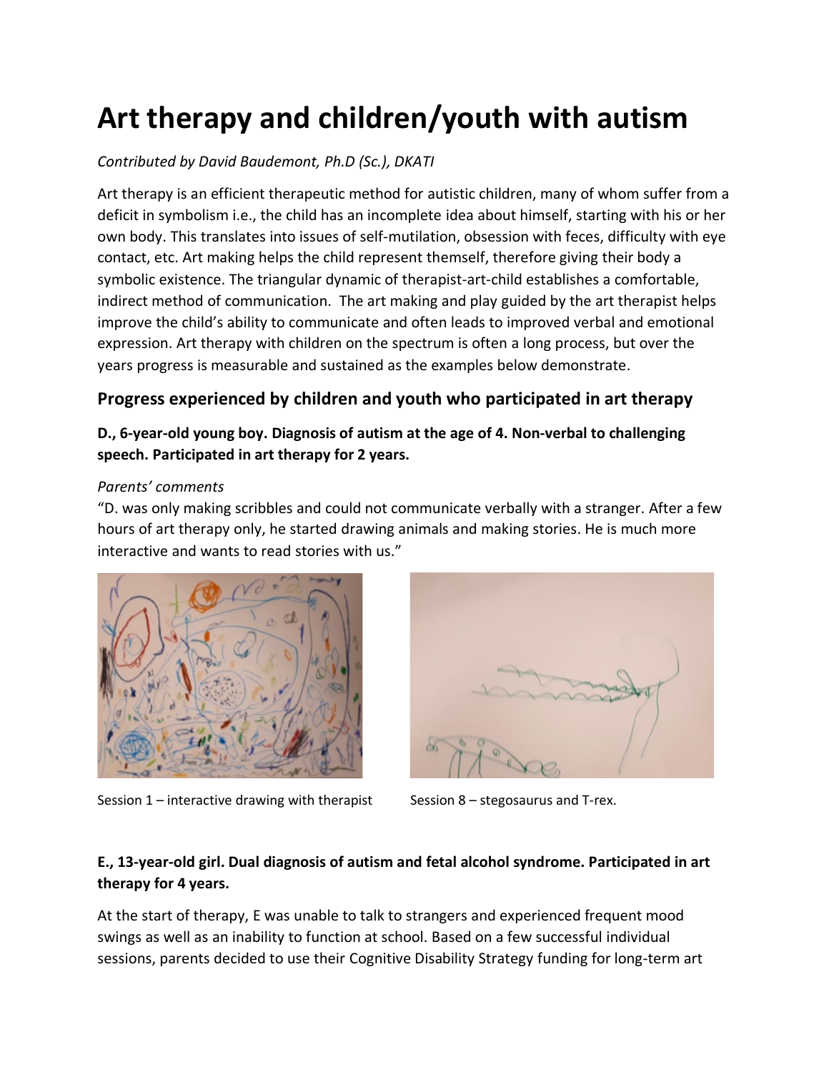# Art therapy and children/youth with autism

*Contributed by David Baudemont, Ph.D (Sc.), DKATI*

Art therapy is an efficient therapeutic method for autistic children, many of whom suffer from a deficit in symbolism i.e., the child has an incomplete idea about himself, starting with his or her own body. This translates into issues of self-mutilation, obsession with feces, difficulty with eye contact, etc. Art making helps the child represent themself, therefore giving their body a symbolic existence. The triangular dynamic of therapist-art-child establishes a comfortable, indirect method of communication. The art making and play guided by the art therapist helps improve the child's ability to communicate and often leads to improved verbal and emotional expression. Art therapy with children on the spectrum is often a long process, but over the years progress is measurable and sustained as the examples below demonstrate.

## Progress experienced by children and youth who participated in art therapy

### D., 6-year-old young boy. Diagnosis of autism at the age of 4. Non-verbal to challenging speech. Participated in art therapy for 2 years.

*Parents' comments*

"D. was only making scribbles and could not communicate verbally with a stranger. After a few hours of art therapy only, he started drawing animals and making stories. He is much more interactive and wants to read stories with us."

Session 1 – interactive drawing with therapist

Session 8 – stegosaurus and T-rex.

### E., 13-year-old girl. Dual diagnosis of autism and fetal alcohol syndrome. Participated in art therapy for 4 years.

At the start of therapy, E was unable to talk to strangers and experienced frequent mood swings as well as an inability to function at school. Based on a few successful individual sessions, parents decided to use their Cognitive Disability Strategy funding for long-term art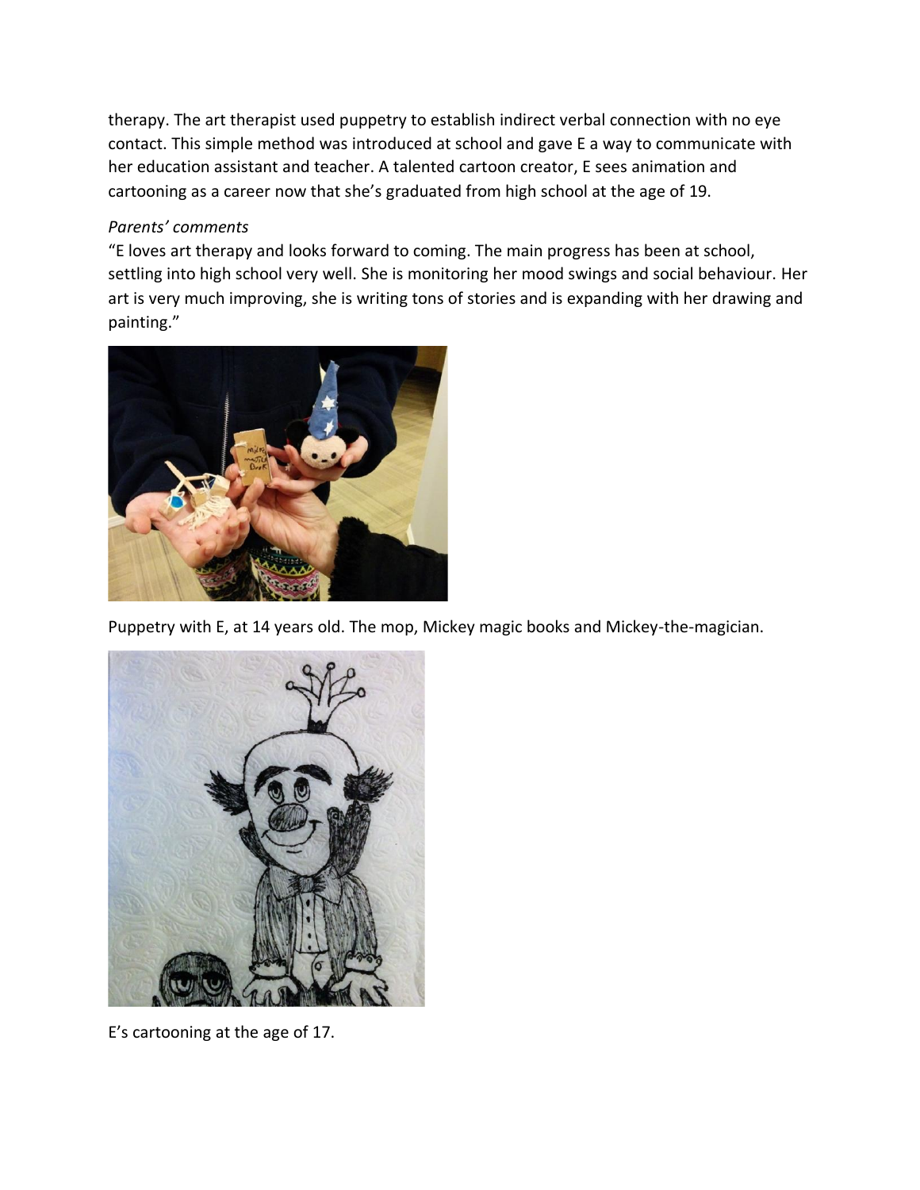therapy. The art therapist used puppetry to establish indirect verbal connection with no eye contact. This simple method was introduced at school and gave E a way to communicate with her education assistant and teacher. A talented cartoon creator, E sees animation and cartooning as a career now that she's graduated from high school at the age of 19.

*Parents' comments*

"E loves art therapy and looks forward to coming. The main progress has been at school, settling into high school very well. She is monitoring her mood swings and social behaviour. Her art is very much improving, she is writing tons of stories and is expanding with her drawing and painting."

Puppetry with E, at 14 years old. The mop, Mickey magic books and Mickey-the-magician.

E's cartooning at the age of 17.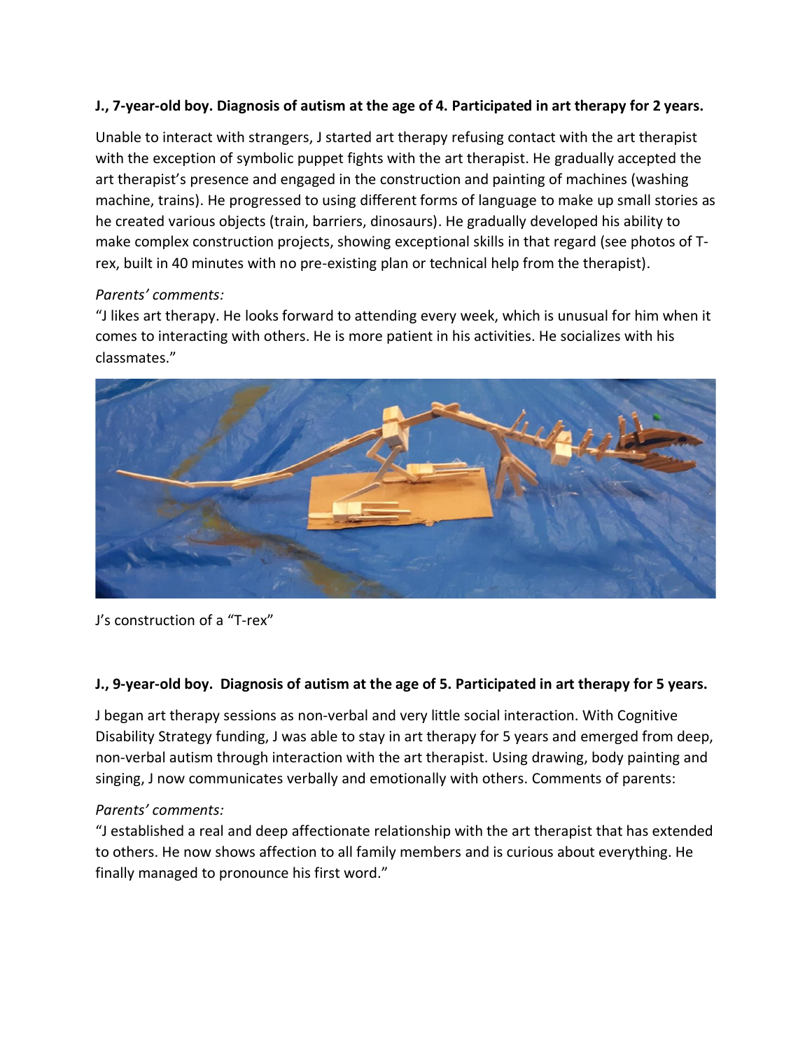**J., 7-year-old boy. Diagnosis of autism at the age of 4. Participated in art therapy for 2 years.**

Unable to interact with strangers, J started art therapy refusing contact with the art therapist with the exception of symbolic puppet fights with the art therapist. He gradually accepted the art therapist's presence and engaged in the construction and painting of machines (washing machine, trains). He progressed to using different forms of language to make up small stories as he created various objects (train, barriers, dinosaurs). He gradually developed his ability to make complex construction projects, showing exceptional skills in that regard (see photos of T-rex, built in 40 minutes with no pre-existing plan or technical help from the therapist).

*Parents' comments:*

"J likes art therapy. He looks forward to attending every week, which is unusual for him when it comes to interacting with others. He is more patient in his activities. He socializes with his classmates."

J's construction of a "T-rex"

**J., 9-year-old boy. Diagnosis of autism at the age of 5. Participated in art therapy for 5 years.**

J began art therapy sessions as non-verbal and very little social interaction. With Cognitive Disability Strategy funding, J was able to stay in art therapy for 5 years and emerged from deep, non-verbal autism through interaction with the art therapist. Using drawing, body painting and singing, J now communicates verbally and emotionally with others. Comments of parents:

*Parents' comments:*

"J established a real and deep affectionate relationship with the art therapist that has extended to others. He now shows affection to all family members and is curious about everything. He finally managed to pronounce his first word."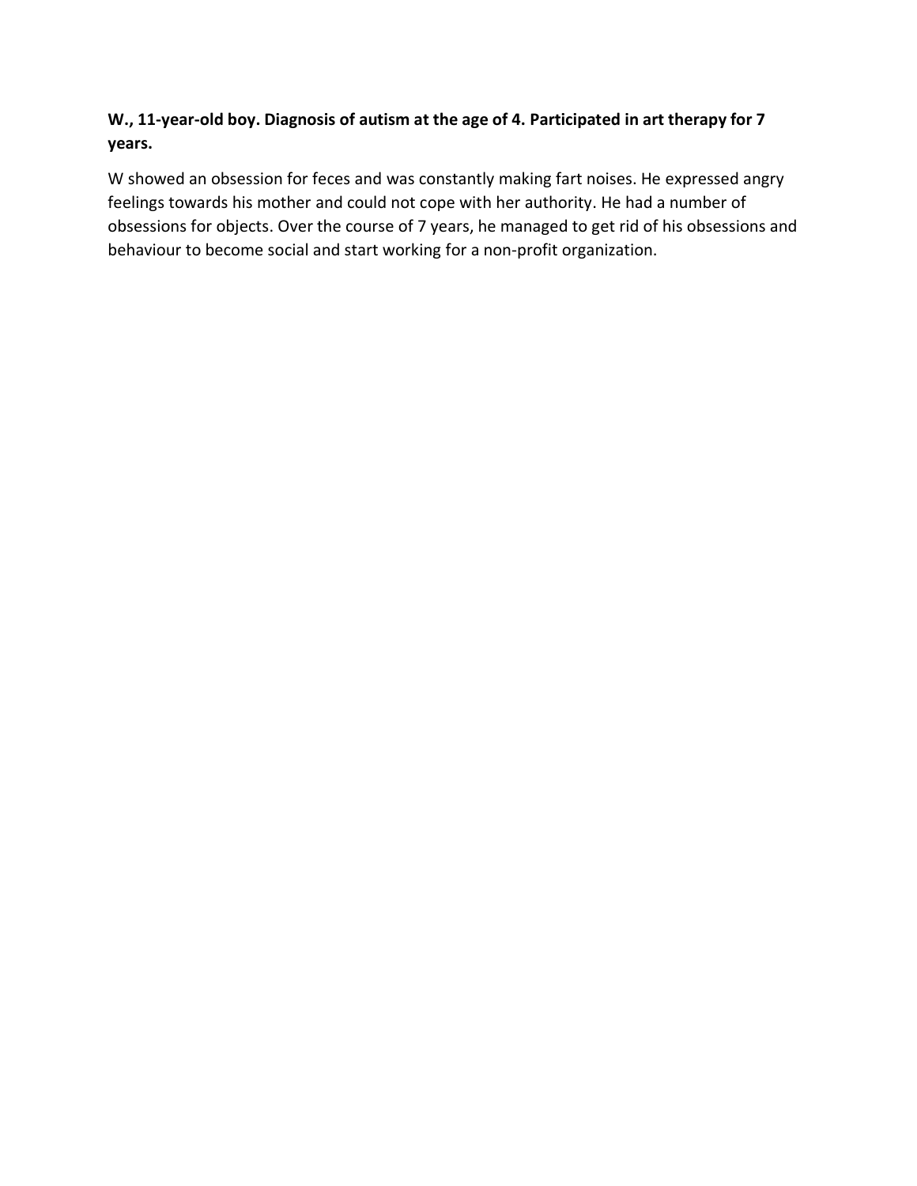**W., 11-year-old boy. Diagnosis of autism at the age of 4. Participated in art therapy for 7 years.**

W showed an obsession for feces and was constantly making fart noises. He expressed angry feelings towards his mother and could not cope with her authority. He had a number of obsessions for objects. Over the course of 7 years, he managed to get rid of his obsessions and behaviour to become social and start working for a non-profit organization.